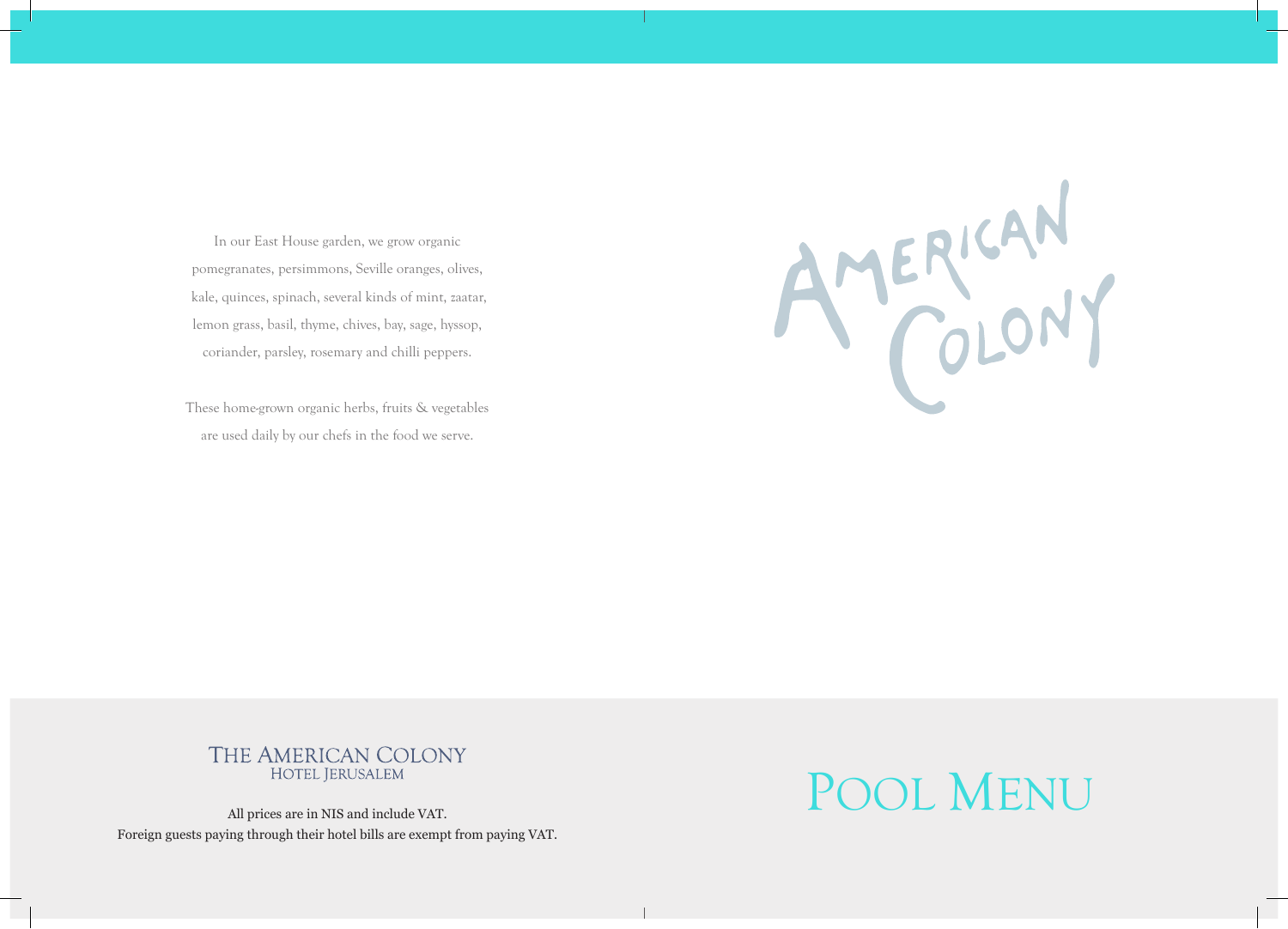In our East House garden, we grow organic pomegranates, persimmons, Seville oranges, olives, kale, quinces, spinach, several kinds of mint, zaatar, lemon grass, basil, thyme, chives, bay, sage, hyssop, coriander, parsley, rosemary and chilli peppers.

These home-grown organic herbs, fruits & vegetables are used daily by our chefs in the food we serve.

AMERICAN COLONY

THE AMERICAN COLONY
HOTEL JERUSALEM

All prices are in NIS and include VAT.
Foreign guests paying through their hotel bills are exempt from paying VAT.

# POOL MENU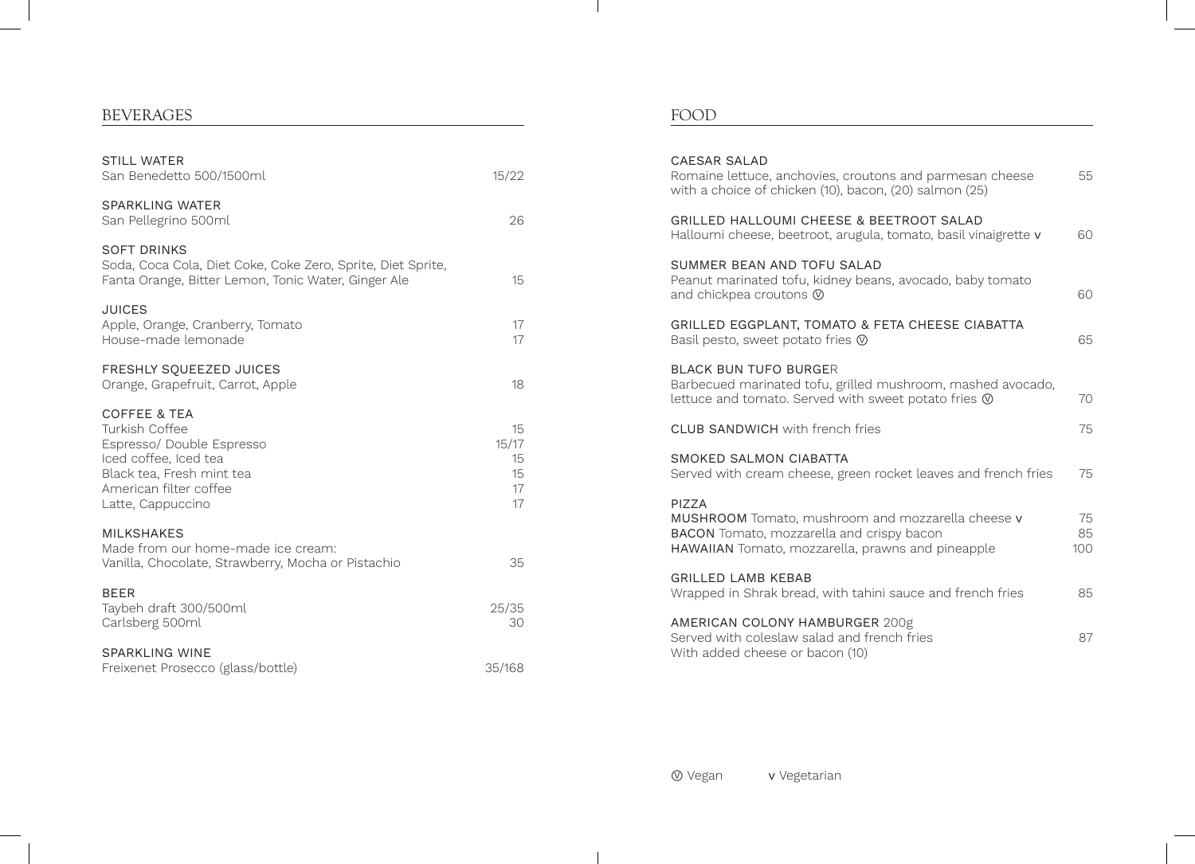## BEVERAGES

| | |
|---|---|
| **STILL WATER**<br>San Benedetto 500/1500ml | 15/22 |
| **SPARKLING WATER**<br>San Pellegrino 500ml | 26 |
| **SOFT DRINKS**<br>Soda, Coca Cola, Diet Coke, Coke Zero, Sprite, Diet Sprite, Fanta Orange, Bitter Lemon, Tonic Water, Ginger Ale | 15 |
| **JUICES**<br>Apple, Orange, Cranberry, Tomato | 17 |
| House-made lemonade | 17 |
| **FRESHLY SQUEEZED JUICES**<br>Orange, Grapefruit, Carrot, Apple | 18 |
| **COFFEE & TEA**<br>Turkish Coffee | 15 |
| Espresso/ Double Espresso | 15/17 |
| Iced coffee, Iced tea | 15 |
| Black tea, Fresh mint tea | 15 |
| American filter coffee | 17 |
| Latte, Cappuccino | 17 |
| **MILKSHAKES**<br>Made from our home-made ice cream:<br>Vanilla, Chocolate, Strawberry, Mocha or Pistachio | 35 |
| **BEER**<br>Taybeh draft 300/500ml | 25/35 |
| Carlsberg 500ml | 30 |
| **SPARKLING WINE**<br>Freixenet Prosecco (glass/bottle) | 35/168 |

## FOOD

| | |
|---|---|
| **CAESAR SALAD**<br>Romaine lettuce, anchovies, croutons and parmesan cheese with a choice of chicken (10), bacon, (20) salmon (25) | 55 |
| **GRILLED HALLOUMI CHEESE & BEETROOT SALAD**<br>Halloumi cheese, beetroot, arugula, tomato, basil vinaigrette v | 60 |
| **SUMMER BEAN AND TOFU SALAD**<br>Peanut marinated tofu, kidney beans, avocado, baby tomato and chickpea croutons Ⓥ | 60 |
| **GRILLED EGGPLANT, TOMATO & FETA CHEESE CIABATTA**<br>Basil pesto, sweet potato fries Ⓥ | 65 |
| **BLACK BUN TUFO BURGER**<br>Barbecued marinated tofu, grilled mushroom, mashed avocado, lettuce and tomato. Served with sweet potato fries Ⓥ | 70 |
| **CLUB SANDWICH** with french fries | 75 |
| **SMOKED SALMON CIABATTA**<br>Served with cream cheese, green rocket leaves and french fries | 75 |
| **PIZZA**<br>**MUSHROOM** Tomato, mushroom and mozzarella cheese v | 75 |
| **BACON** Tomato, mozzarella and crispy bacon | 85 |
| **HAWAIIAN** Tomato, mozzarella, prawns and pineapple | 100 |
| **GRILLED LAMB KEBAB**<br>Wrapped in Shrak bread, with tahini sauce and french fries | 85 |
| **AMERICAN COLONY HAMBURGER** 200g<br>Served with coleslaw salad and french fries<br>With added cheese or bacon (10) | 87 |

Ⓥ Vegan v Vegetarian